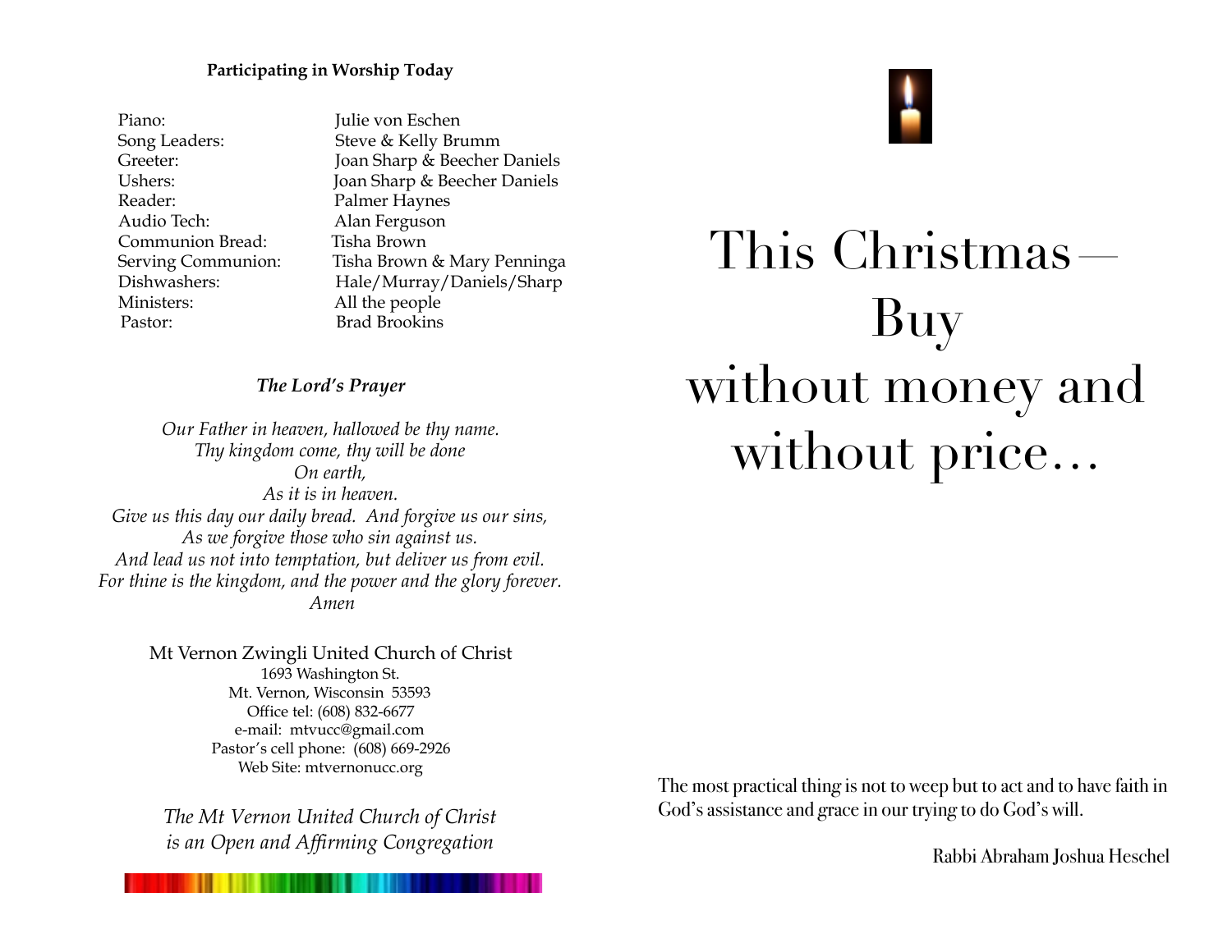**Participating in Worship Today**

| | |
|---|---|
| Piano: | Julie von Eschen |
| Song Leaders: | Steve & Kelly Brumm |
| Greeter: | Joan Sharp & Beecher Daniels |
| Ushers: | Joan Sharp & Beecher Daniels |
| Reader: | Palmer Haynes |
| Audio Tech: | Alan Ferguson |
| Communion Bread: | Tisha Brown |
| Serving Communion: | Tisha Brown & Mary Penninga |
| Dishwashers: | Hale/Murray/Daniels/Sharp |
| Ministers: | All the people |
| Pastor: | Brad Brookins |

***The Lord's Prayer***

*Our Father in heaven, hallowed be thy name.*
*Thy kingdom come, thy will be done*
*On earth,*
*As it is in heaven.*
*Give us this day our daily bread. And forgive us our sins,*
*As we forgive those who sin against us.*
*And lead us not into temptation, but deliver us from evil.*
*For thine is the kingdom, and the power and the glory forever.*
*Amen*

Mt Vernon Zwingli United Church of Christ
1693 Washington St.
Mt. Vernon, Wisconsin 53593
Office tel: (608) 832-6677
e-mail: mtvucc@gmail.com
Pastor's cell phone: (608) 669-2926
Web Site: mtvernonucc.org

*The Mt Vernon United Church of Christ*
*is an Open and Affirming Congregation*

# This Christmas— Buy without money and without price…

The most practical thing is not to weep but to act and to have faith in God's assistance and grace in our trying to do God's will.

Rabbi Abraham Joshua Heschel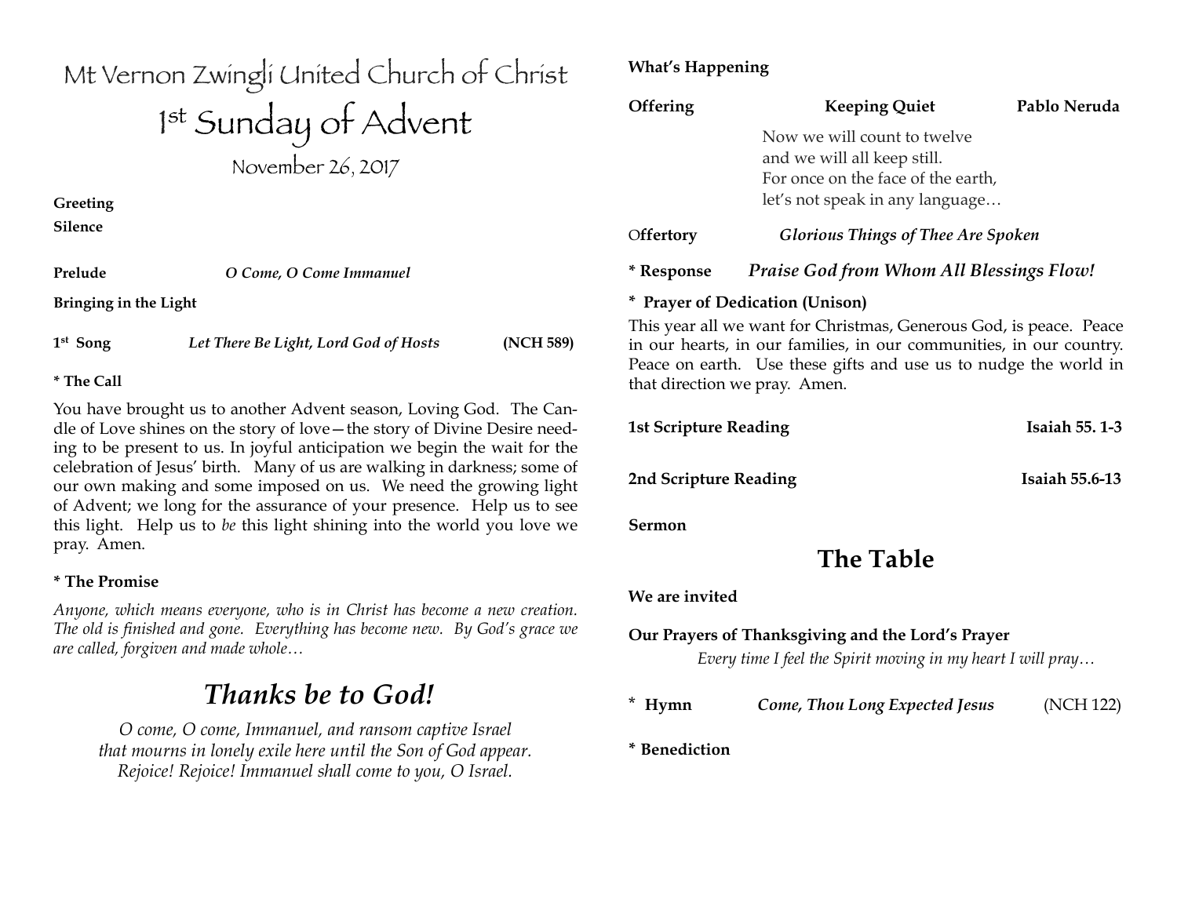# Mt Vernon Zwingli United Church of Christ

## 1st Sunday of Advent

November 26, 2017

**Greeting**

**Silence**

**Prelude** *O Come, O Come Immanuel*

**Bringing in the Light**

**1st Song** *Let There Be Light, Lord God of Hosts* **(NCH 589)**

**\* The Call**

You have brought us to another Advent season, Loving God. The Candle of Love shines on the story of love—the story of Divine Desire needing to be present to us. In joyful anticipation we begin the wait for the celebration of Jesus' birth. Many of us are walking in darkness; some of our own making and some imposed on us. We need the growing light of Advent; we long for the assurance of your presence. Help us to see this light. Help us to *be* this light shining into the world you love we pray. Amen.

**\* The Promise**

*Anyone, which means everyone, who is in Christ has become a new creation. The old is finished and gone. Everything has become new. By God's grace we are called, forgiven and made whole…*

## *Thanks be to God!*

*O come, O come, Immanuel, and ransom captive Israel*
*that mourns in lonely exile here until the Son of God appear.*
*Rejoice! Rejoice! Immanuel shall come to you, O Israel.*

**What's Happening**

**Offering** **Keeping Quiet** **Pablo Neruda**

Now we will count to twelve
and we will all keep still.
For once on the face of the earth,
let's not speak in any language…

**Offertory** ***Glorious Things of Thee Are Spoken***

**\* Response** ***Praise God from Whom All Blessings Flow!***

**\* Prayer of Dedication (Unison)**

This year all we want for Christmas, Generous God, is peace. Peace in our hearts, in our families, in our communities, in our country. Peace on earth. Use these gifts and use us to nudge the world in that direction we pray. Amen.

**1st Scripture Reading** **Isaiah 55. 1-3**

**2nd Scripture Reading** **Isaiah 55.6-13**

**Sermon**

## The Table

**We are invited**

**Our Prayers of Thanksgiving and the Lord's Prayer**

*Every time I feel the Spirit moving in my heart I will pray…*

**\* Hymn** *Come, Thou Long Expected Jesus* (NCH 122)

**\* Benediction**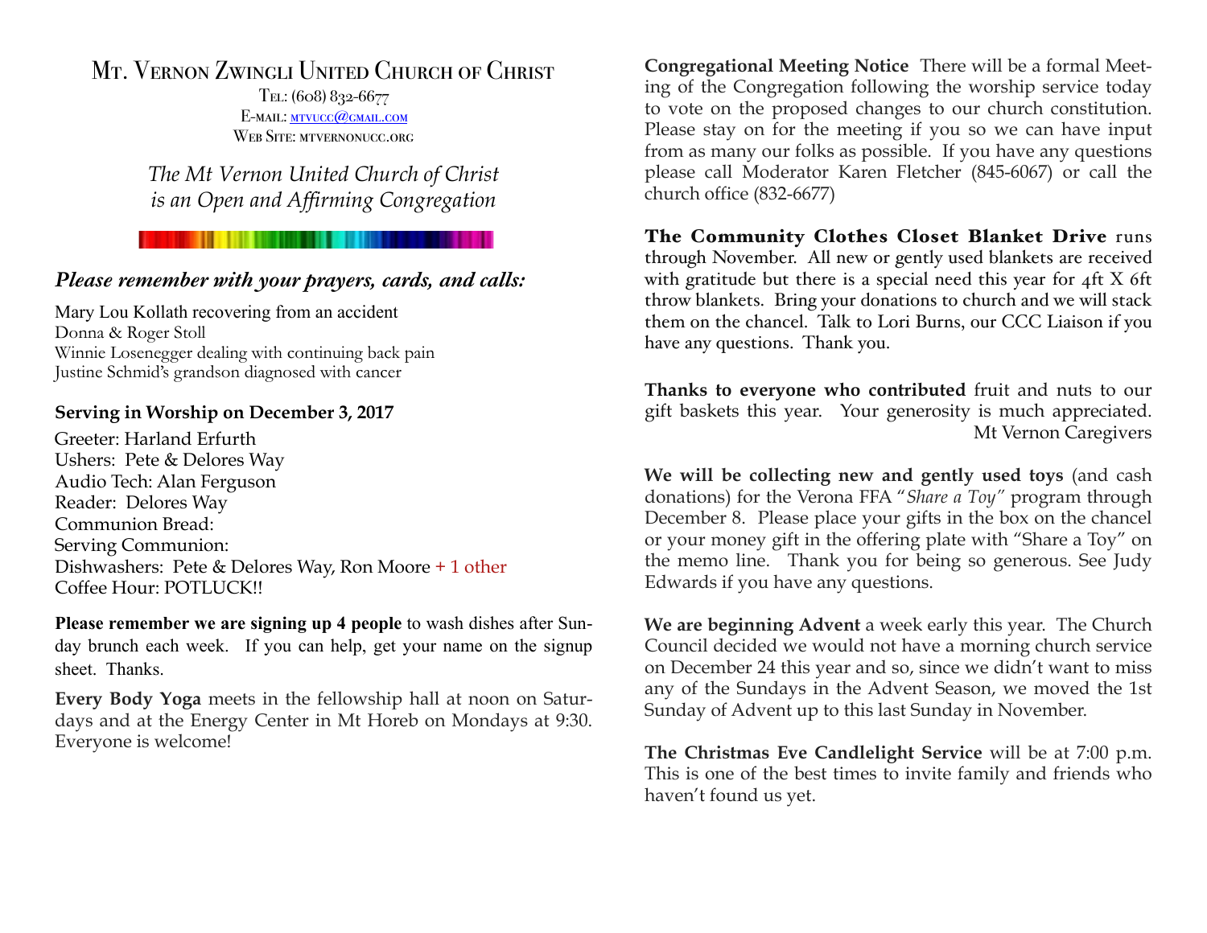# Mt. Vernon Zwingli United Church of Christ

Tel: (608) 832-6677
E-mail: mtvucc@gmail.com
Web Site: mtvernonucc.org

*The Mt Vernon United Church of Christ*
*is an Open and Affirming Congregation*

***Please remember with your prayers, cards, and calls:***

Mary Lou Kollath recovering from an accident
Donna & Roger Stoll
Winnie Losenegger dealing with continuing back pain
Justine Schmid's grandson diagnosed with cancer

**Serving in Worship on December 3, 2017**

Greeter: Harland Erfurth
Ushers: Pete & Delores Way
Audio Tech: Alan Ferguson
Reader: Delores Way
Communion Bread:
Serving Communion:
Dishwashers: Pete & Delores Way, Ron Moore + 1 other
Coffee Hour: POTLUCK!!

**Please remember we are signing up 4 people** to wash dishes after Sunday brunch each week. If you can help, get your name on the signup sheet. Thanks.

**Every Body Yoga** meets in the fellowship hall at noon on Saturdays and at the Energy Center in Mt Horeb on Mondays at 9:30. Everyone is welcome!

**Congregational Meeting Notice** There will be a formal Meeting of the Congregation following the worship service today to vote on the proposed changes to our church constitution. Please stay on for the meeting if you so we can have input from as many our folks as possible. If you have any questions please call Moderator Karen Fletcher (845-6067) or call the church office (832-6677)

**The Community Clothes Closet Blanket Drive** runs through November. All new or gently used blankets are received with gratitude but there is a special need this year for 4ft X 6ft throw blankets. Bring your donations to church and we will stack them on the chancel. Talk to Lori Burns, our CCC Liaison if you have any questions. Thank you.

**Thanks to everyone who contributed** fruit and nuts to our gift baskets this year. Your generosity is much appreciated.
Mt Vernon Caregivers

**We will be collecting new and gently used toys** (and cash donations) for the Verona FFA "*Share a Toy*" program through December 8. Please place your gifts in the box on the chancel or your money gift in the offering plate with "Share a Toy" on the memo line. Thank you for being so generous. See Judy Edwards if you have any questions.

**We are beginning Advent** a week early this year. The Church Council decided we would not have a morning church service on December 24 this year and so, since we didn't want to miss any of the Sundays in the Advent Season, we moved the 1st Sunday of Advent up to this last Sunday in November.

**The Christmas Eve Candlelight Service** will be at 7:00 p.m. This is one of the best times to invite family and friends who haven't found us yet.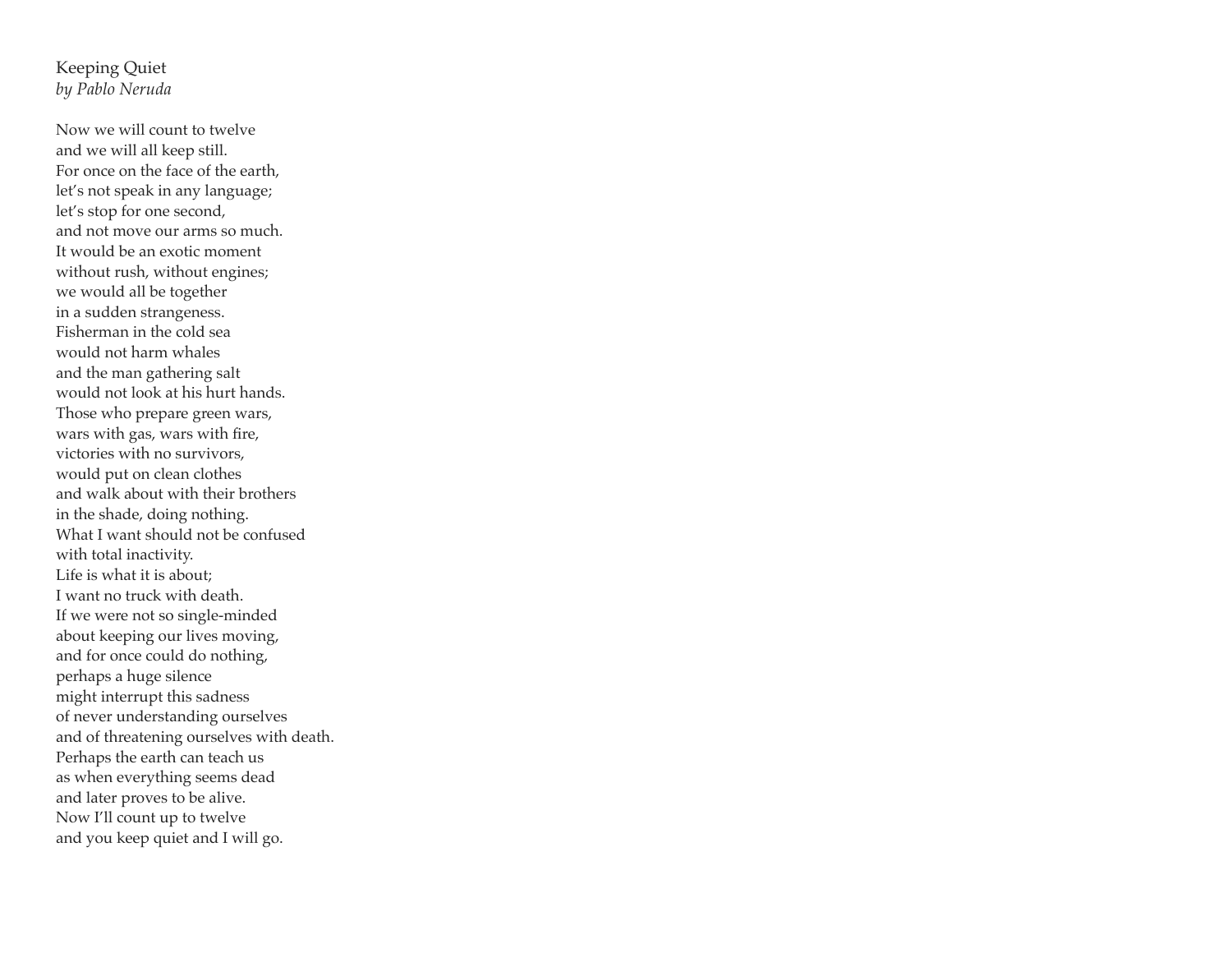Keeping Quiet
*by Pablo Neruda*

Now we will count to twelve  
and we will all keep still.  
For once on the face of the earth,  
let's not speak in any language;  
let's stop for one second,  
and not move our arms so much.  
It would be an exotic moment  
without rush, without engines;  
we would all be together  
in a sudden strangeness.  
Fisherman in the cold sea  
would not harm whales  
and the man gathering salt  
would not look at his hurt hands.  
Those who prepare green wars,  
wars with gas, wars with fire,  
victories with no survivors,  
would put on clean clothes  
and walk about with their brothers  
in the shade, doing nothing.  
What I want should not be confused  
with total inactivity.  
Life is what it is about;  
I want no truck with death.  
If we were not so single-minded  
about keeping our lives moving,  
and for once could do nothing,  
perhaps a huge silence  
might interrupt this sadness  
of never understanding ourselves  
and of threatening ourselves with death.  
Perhaps the earth can teach us  
as when everything seems dead  
and later proves to be alive.  
Now I'll count up to twelve  
and you keep quiet and I will go.